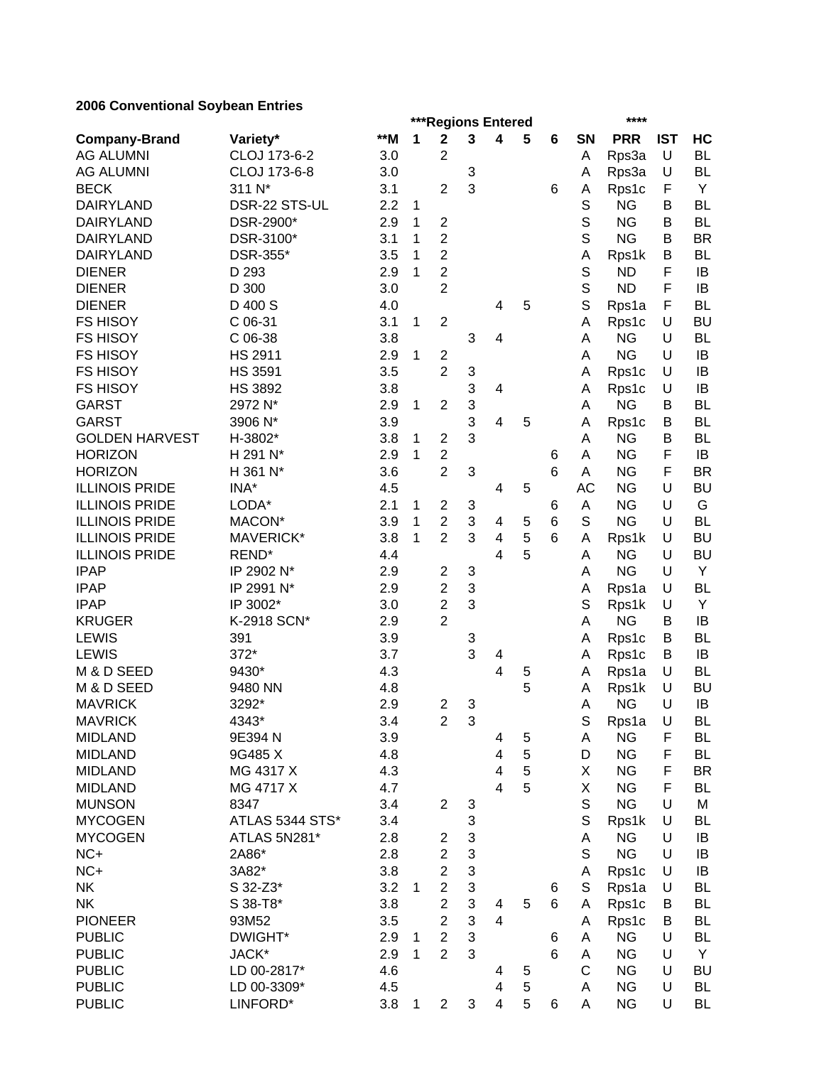**2006 Conventional Soybean Entries**

| Company-Brand | Variety* | **M | ***Regions Entered | | | | | | SN | **** PRR | IST | HC |
|---|---|---|---|---|---|---|---|---|---|---|---|---|
| | | | 1 | 2 | 3 | 4 | 5 | 6 | | | | |
| AG ALUMNI | CLOJ 173-6-2 | 3.0 | | 2 | | | | | A | Rps3a | U | BL |
| AG ALUMNI | CLOJ 173-6-8 | 3.0 | | | 3 | | | | A | Rps3a | U | BL |
| BECK | 311 N* | 3.1 | | 2 | 3 | | | 6 | A | Rps1c | F | Y |
| DAIRYLAND | DSR-22 STS-UL | 2.2 | 1 | | | | | | S | NG | B | BL |
| DAIRYLAND | DSR-2900* | 2.9 | 1 | 2 | | | | | S | NG | B | BL |
| DAIRYLAND | DSR-3100* | 3.1 | 1 | 2 | | | | | S | NG | B | BR |
| DAIRYLAND | DSR-355* | 3.5 | 1 | 2 | | | | | A | Rps1k | B | BL |
| DIENER | D 293 | 2.9 | 1 | 2 | | | | | S | ND | F | IB |
| DIENER | D 300 | 3.0 | | 2 | | | | | S | ND | F | IB |
| DIENER | D 400 S | 4.0 | | | | 4 | 5 | | S | Rps1a | F | BL |
| FS HISOY | C 06-31 | 3.1 | 1 | 2 | | | | | A | Rps1c | U | BU |
| FS HISOY | C 06-38 | 3.8 | | | 3 | 4 | | | A | NG | U | BL |
| FS HISOY | HS 2911 | 2.9 | 1 | 2 | | | | | A | NG | U | IB |
| FS HISOY | HS 3591 | 3.5 | | 2 | 3 | | | | A | Rps1c | U | IB |
| FS HISOY | HS 3892 | 3.8 | | | 3 | 4 | | | A | Rps1c | U | IB |
| GARST | 2972 N* | 2.9 | 1 | 2 | 3 | | | | A | NG | B | BL |
| GARST | 3906 N* | 3.9 | | | 3 | 4 | 5 | | A | Rps1c | B | BL |
| GOLDEN HARVEST | H-3802* | 3.8 | 1 | 2 | 3 | | | | A | NG | B | BL |
| HORIZON | H 291 N* | 2.9 | 1 | 2 | | | | 6 | A | NG | F | IB |
| HORIZON | H 361 N* | 3.6 | | 2 | 3 | | | 6 | A | NG | F | BR |
| ILLINOIS PRIDE | INA* | 4.5 | | | | 4 | 5 | | AC | NG | U | BU |
| ILLINOIS PRIDE | LODA* | 2.1 | 1 | 2 | 3 | | | 6 | A | NG | U | G |
| ILLINOIS PRIDE | MACON* | 3.9 | 1 | 2 | 3 | 4 | 5 | 6 | S | NG | U | BL |
| ILLINOIS PRIDE | MAVERICK* | 3.8 | 1 | 2 | 3 | 4 | 5 | 6 | A | Rps1k | U | BU |
| ILLINOIS PRIDE | REND* | 4.4 | | | | 4 | 5 | | A | NG | U | BU |
| IPAP | IP 2902 N* | 2.9 | | 2 | 3 | | | | A | NG | U | Y |
| IPAP | IP 2991 N* | 2.9 | | 2 | 3 | | | | A | Rps1a | U | BL |
| IPAP | IP 3002* | 3.0 | | 2 | 3 | | | | S | Rps1k | U | Y |
| KRUGER | K-2918 SCN* | 2.9 | | 2 | | | | | A | NG | B | IB |
| LEWIS | 391 | 3.9 | | | 3 | | | | A | Rps1c | B | BL |
| LEWIS | 372* | 3.7 | | | 3 | 4 | | | A | Rps1c | B | IB |
| M & D SEED | 9430* | 4.3 | | | | 4 | 5 | | A | Rps1a | U | BL |
| M & D SEED | 9480 NN | 4.8 | | | | | 5 | | A | Rps1k | U | BU |
| MAVRICK | 3292* | 2.9 | | 2 | 3 | | | | A | NG | U | IB |
| MAVRICK | 4343* | 3.4 | | 2 | 3 | | | | S | Rps1a | U | BL |
| MIDLAND | 9E394 N | 3.9 | | | | 4 | 5 | | A | NG | F | BL |
| MIDLAND | 9G485 X | 4.8 | | | | 4 | 5 | | D | NG | F | BL |
| MIDLAND | MG 4317 X | 4.3 | | | | 4 | 5 | | X | NG | F | BR |
| MIDLAND | MG 4717 X | 4.7 | | | | 4 | 5 | | X | NG | F | BL |
| MUNSON | 8347 | 3.4 | | 2 | 3 | | | | S | NG | U | M |
| MYCOGEN | ATLAS 5344 STS* | 3.4 | | | 3 | | | | S | Rps1k | U | BL |
| MYCOGEN | ATLAS 5N281* | 2.8 | | 2 | 3 | | | | A | NG | U | IB |
| NC+ | 2A86* | 2.8 | | 2 | 3 | | | | S | NG | U | IB |
| NC+ | 3A82* | 3.8 | | 2 | 3 | | | | A | Rps1c | U | IB |
| NK | S 32-Z3* | 3.2 | 1 | 2 | 3 | | | 6 | S | Rps1a | U | BL |
| NK | S 38-T8* | 3.8 | | 2 | 3 | 4 | 5 | 6 | A | Rps1c | B | BL |
| PIONEER | 93M52 | 3.5 | | 2 | 3 | 4 | | | A | Rps1c | B | BL |
| PUBLIC | DWIGHT* | 2.9 | 1 | 2 | 3 | | | 6 | A | NG | U | BL |
| PUBLIC | JACK* | 2.9 | 1 | 2 | 3 | | | 6 | A | NG | U | Y |
| PUBLIC | LD 00-2817* | 4.6 | | | | 4 | 5 | | C | NG | U | BU |
| PUBLIC | LD 00-3309* | 4.5 | | | | 4 | 5 | | A | NG | U | BL |
| PUBLIC | LINFORD* | 3.8 | 1 | 2 | 3 | 4 | 5 | 6 | A | NG | U | BL |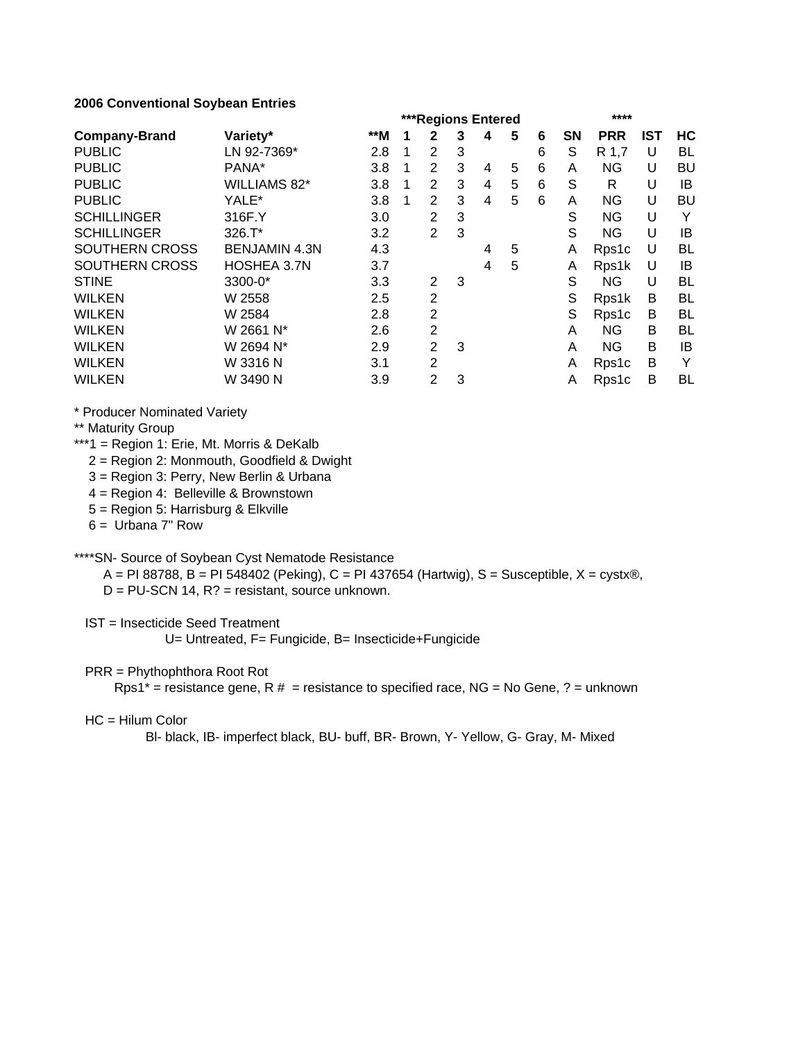**2006 Conventional Soybean Entries**

| | | | ***Regions Entered | | | | | | | **** | | |
|---|---|---|---|---|---|---|---|---|---|---|---|---|
| **Company-Brand** | **Variety*** | **\*\*M** | **1** | **2** | **3** | **4** | **5** | **6** | **SN** | **PRR** | **IST** | **HC** |
| PUBLIC | LN 92-7369* | 2.8 | 1 | 2 | 3 | | | 6 | S | R 1,7 | U | BL |
| PUBLIC | PANA* | 3.8 | 1 | 2 | 3 | 4 | 5 | 6 | A | NG | U | BU |
| PUBLIC | WILLIAMS 82* | 3.8 | 1 | 2 | 3 | 4 | 5 | 6 | S | R | U | IB |
| PUBLIC | YALE* | 3.8 | 1 | 2 | 3 | 4 | 5 | 6 | A | NG | U | BU |
| SCHILLINGER | 316F.Y | 3.0 | | 2 | 3 | | | | S | NG | U | Y |
| SCHILLINGER | 326.T* | 3.2 | | 2 | 3 | | | | S | NG | U | IB |
| SOUTHERN CROSS | BENJAMIN 4.3N | 4.3 | | | | 4 | 5 | | A | Rps1c | U | BL |
| SOUTHERN CROSS | HOSHEA 3.7N | 3.7 | | | | 4 | 5 | | A | Rps1k | U | IB |
| STINE | 3300-0* | 3.3 | | 2 | 3 | | | | S | NG | U | BL |
| WILKEN | W 2558 | 2.5 | | 2 | | | | | S | Rps1k | B | BL |
| WILKEN | W 2584 | 2.8 | | 2 | | | | | S | Rps1c | B | BL |
| WILKEN | W 2661 N* | 2.6 | | 2 | | | | | A | NG | B | BL |
| WILKEN | W 2694 N* | 2.9 | | 2 | 3 | | | | A | NG | B | IB |
| WILKEN | W 3316 N | 3.1 | | 2 | | | | | A | Rps1c | B | Y |
| WILKEN | W 3490 N | 3.9 | | 2 | 3 | | | | A | Rps1c | B | BL |

\* Producer Nominated Variety

** Maturity Group

***1 = Region 1: Erie, Mt. Morris & DeKalb
2 = Region 2: Monmouth, Goodfield & Dwight
3 = Region 3: Perry, New Berlin & Urbana
4 = Region 4: Belleville & Brownstown
5 = Region 5: Harrisburg & Elkville
6 = Urbana 7" Row

****SN- Source of Soybean Cyst Nematode Resistance
A = PI 88788, B = PI 548402 (Peking), C = PI 437654 (Hartwig), S = Susceptible, X = cystx®,
D = PU-SCN 14, R? = resistant, source unknown.

IST = Insecticide Seed Treatment
U= Untreated, F= Fungicide, B= Insecticide+Fungicide

PRR = Phythophthora Root Rot
Rps1* = resistance gene, R # = resistance to specified race, NG = No Gene, ? = unknown

HC = Hilum Color
Bl- black, IB- imperfect black, BU- buff, BR- Brown, Y- Yellow, G- Gray, M- Mixed